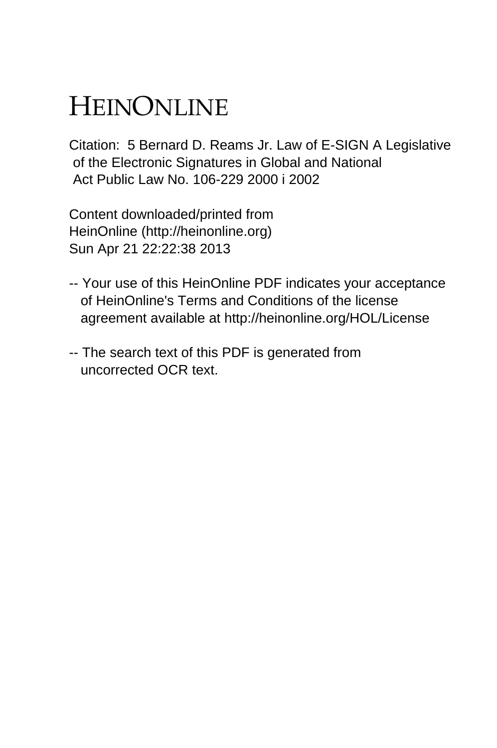# HEINONLINE

Citation: 5 Bernard D. Reams Jr. Law of E-SIGN A Legislative of the Electronic Signatures in Global and National Act Public Law No. 106-229 2000 i 2002

Content downloaded/printed from
HeinOnline (http://heinonline.org)
Sun Apr 21 22:22:38 2013

-- Your use of this HeinOnline PDF indicates your acceptance of HeinOnline's Terms and Conditions of the license agreement available at http://heinonline.org/HOL/License

-- The search text of this PDF is generated from uncorrected OCR text.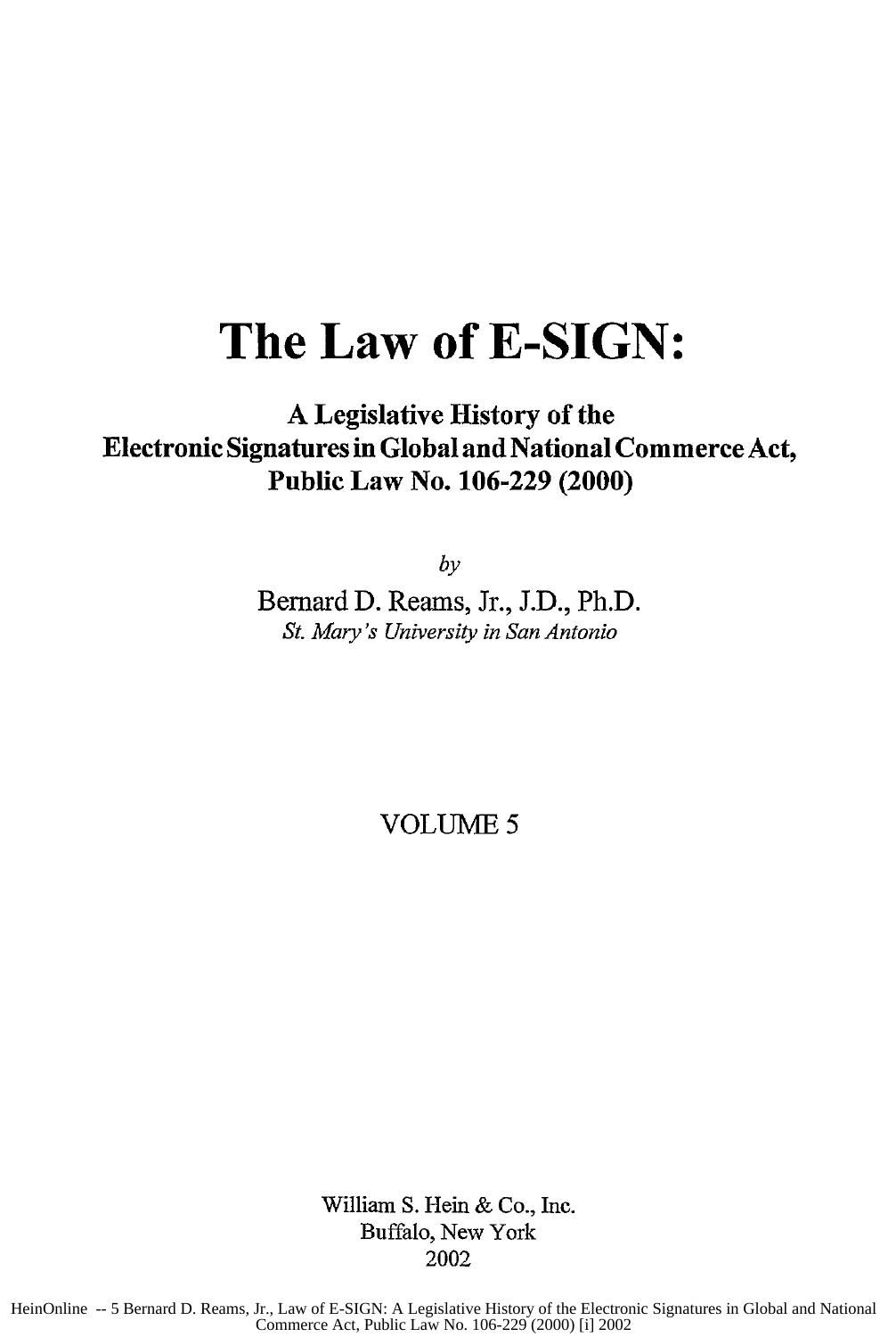# The Law of E-SIGN:

## A Legislative History of the Electronic Signatures in Global and National Commerce Act, Public Law No. 106-229 (2000)

*by*

Bernard D. Reams, Jr., J.D., Ph.D.

*St. Mary's University in San Antonio*

VOLUME 5

William S. Hein & Co., Inc.
Buffalo, New York
2002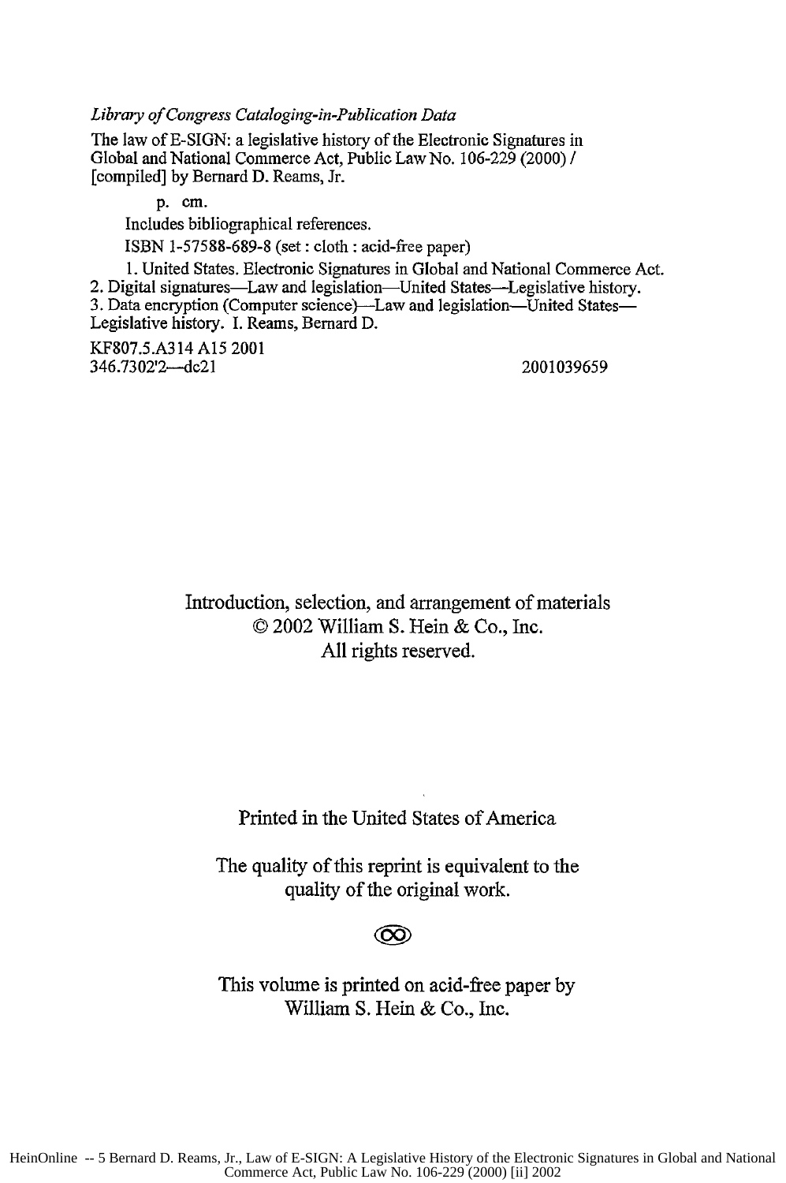*Library of Congress Cataloging-in-Publication Data*

The law of E-SIGN: a legislative history of the Electronic Signatures in Global and National Commerce Act, Public Law No. 106-229 (2000) / [compiled] by Bernard D. Reams, Jr.

p. cm.

Includes bibliographical references.

ISBN 1-57588-689-8 (set : cloth : acid-free paper)

1. United States. Electronic Signatures in Global and National Commerce Act. 2. Digital signatures—Law and legislation—United States—Legislative history. 3. Data encryption (Computer science)—Law and legislation—United States—Legislative history. I. Reams, Bernard D.

KF807.5.A314 A15 2001
346.7302'2—dc21 2001039659

Introduction, selection, and arrangement of materials
© 2002 William S. Hein & Co., Inc.
All rights reserved.

Printed in the United States of America

The quality of this reprint is equivalent to the quality of the original work.

∞

This volume is printed on acid-free paper by William S. Hein & Co., Inc.